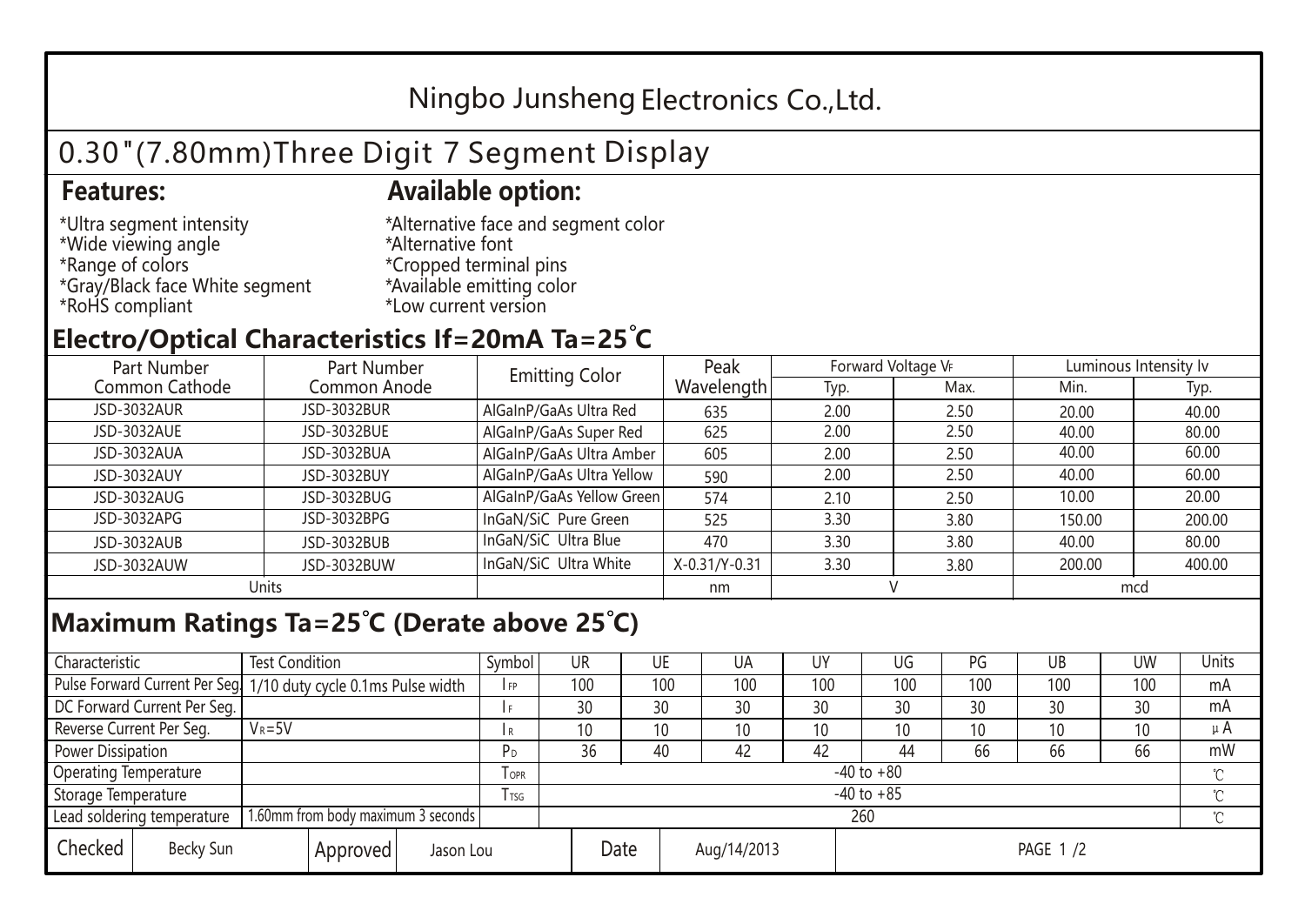# Ningbo Junsheng Electronics Co.,Ltd.

## 0.30"(7.80mm)Three Digit 7 Segment Display

**Features:**

*Ultra segment intensity
*Wide viewing angle
*Range of colors
*Gray/Black face White segment
*RoHS compliant

**Available option:**

*Alternative face and segment color
*Alternative font
*Cropped terminal pins
*Available emitting color
*Low current version

## Electro/Optical Characteristics If=20mA Ta=25˚C

| Part Number Common Cathode | Part Number Common Anode | Emitting Color | Peak Wavelength | Forward Voltage $V_F$ | | Luminous Intensity Iv | |
|---|---|---|---|---|---|---|---|
| | | | | Typ. | Max. | Min. | Typ. |
| JSD-3032AUR | JSD-3032BUR | AlGaInP/GaAs Ultra Red | 635 | 2.00 | 2.50 | 20.00 | 40.00 |
| JSD-3032AUE | JSD-3032BUE | AlGaInP/GaAs Super Red | 625 | 2.00 | 2.50 | 40.00 | 80.00 |
| JSD-3032AUA | JSD-3032BUA | AlGaInP/GaAs Ultra Amber | 605 | 2.00 | 2.50 | 40.00 | 60.00 |
| JSD-3032AUY | JSD-3032BUY | AlGaInP/GaAs Ultra Yellow | 590 | 2.00 | 2.50 | 40.00 | 60.00 |
| JSD-3032AUG | JSD-3032BUG | AlGaInP/GaAs Yellow Green | 574 | 2.10 | 2.50 | 10.00 | 20.00 |
| JSD-3032APG | JSD-3032BPG | InGaN/SiC Pure Green | 525 | 3.30 | 3.80 | 150.00 | 200.00 |
| JSD-3032AUB | JSD-3032BUB | InGaN/SiC Ultra Blue | 470 | 3.30 | 3.80 | 40.00 | 80.00 |
| JSD-3032AUW | JSD-3032BUW | InGaN/SiC Ultra White | X-0.31/Y-0.31 | 3.30 | 3.80 | 200.00 | 400.00 |
| Units | | | nm | V | | mcd | |

## Maximum Ratings Ta=25℃ (Derate above 25℃)

| Characteristic | Test Condition | Symbol | UR | UE | UA | UY | UG | PG | UB | UW | Units |
|---|---|---|---|---|---|---|---|---|---|---|---|
| Pulse Forward Current Per Seg. | 1/10 duty cycle 0.1ms Pulse width | $I_{FP}$ | 100 | 100 | 100 | 100 | 100 | 100 | 100 | 100 | mA |
| DC Forward Current Per Seg. | | $I_F$ | 30 | 30 | 30 | 30 | 30 | 30 | 30 | 30 | mA |
| Reverse Current Per Seg. | $V_R$=5V | $I_R$ | 10 | 10 | 10 | 10 | 10 | 10 | 10 | 10 | μA |
| Power Dissipation | | $P_D$ | 36 | 40 | 42 | 42 | 44 | 66 | 66 | 66 | mW |
| Operating Temperature | | $T_{OPR}$ | -40 to +80 | | | | | | | | ℃ |
| Storage Temperature | | $T_{TSG}$ | -40 to +85 | | | | | | | | ℃ |
| Lead soldering temperature | 1.60mm from body maximum 3 seconds | | 260 | | | | | | | | ℃ |

| Checked | Becky Sun | Approved | Jason Lou | Date | Aug/14/2013 | PAGE 1 /2 |
|---|---|---|---|---|---|---|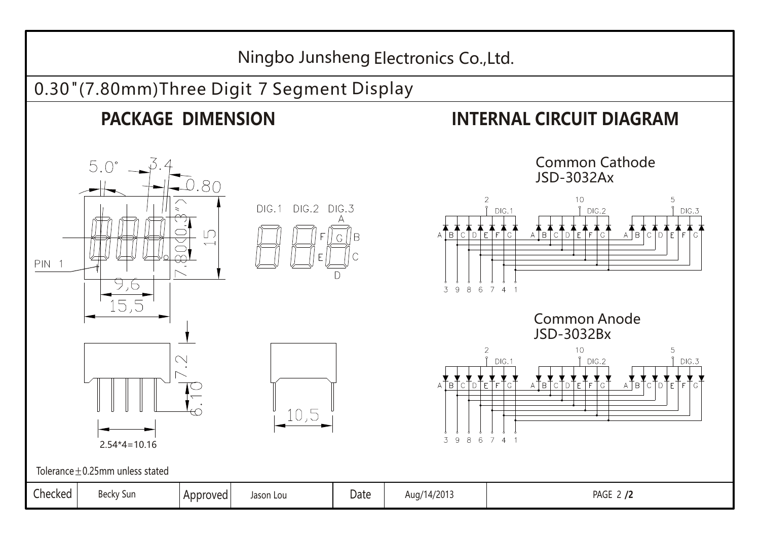Ningbo Junsheng Electronics Co.,Ltd.

0.30"(7.80mm)Three Digit 7 Segment Display

## PACKAGE DIMENSION

5.0°

3.4

0.80

7.80(0.3")

15

PIN 1

9.6

15.5

DIG.1 DIG.2 DIG.3

A

F G B

E C

D

7.2

6.10

2.54*4=10.16

10.5

## INTERNAL CIRCUIT DIAGRAM

Common Cathode
JSD-3032Ax

2 DIG.1 10 DIG.2 5 DIG.3

A B C D E F G A B C D E F G A B C D E F G

3 9 8 6 7 4 1

Common Anode
JSD-3032Bx

2 DIG.1 10 DIG.2 5 DIG.3

A B C D E F G A B C D E F G A B C D E F G

3 9 8 6 7 4 1

Tolerance ±0.25mm unless stated

| Checked | Becky Sun | Approved | Jason Lou | Date | Aug/14/2013 |
|---|---|---|---|---|---|